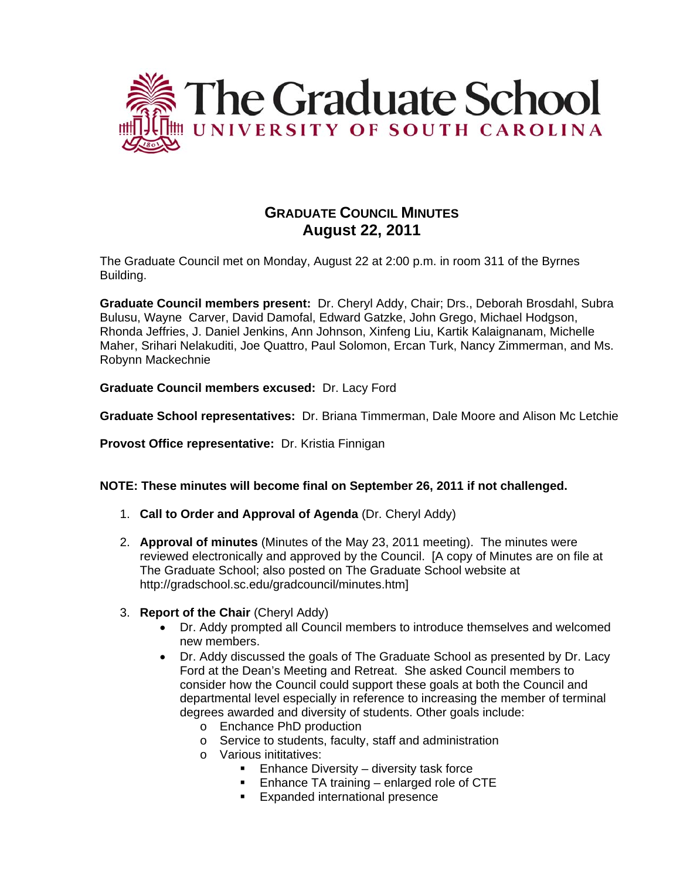# The Graduate School
## UNIVERSITY OF SOUTH CAROLINA

## GRADUATE COUNCIL MINUTES
## August 22, 2011

The Graduate Council met on Monday, August 22 at 2:00 p.m. in room 311 of the Byrnes Building.

**Graduate Council members present:** Dr. Cheryl Addy, Chair; Drs., Deborah Brosdahl, Subra Bulusu, Wayne Carver, David Damofal, Edward Gatzke, John Grego, Michael Hodgson, Rhonda Jeffries, J. Daniel Jenkins, Ann Johnson, Xinfeng Liu, Kartik Kalaignanam, Michelle Maher, Srihari Nelakuditi, Joe Quattro, Paul Solomon, Ercan Turk, Nancy Zimmerman, and Ms. Robynn Mackechnie

**Graduate Council members excused:** Dr. Lacy Ford

**Graduate School representatives:** Dr. Briana Timmerman, Dale Moore and Alison Mc Letchie

**Provost Office representative:** Dr. Kristia Finnigan

**NOTE: These minutes will become final on September 26, 2011 if not challenged.**

1. **Call to Order and Approval of Agenda** (Dr. Cheryl Addy)

2. **Approval of minutes** (Minutes of the May 23, 2011 meeting). The minutes were reviewed electronically and approved by the Council. [A copy of Minutes are on file at The Graduate School; also posted on The Graduate School website at http://gradschool.sc.edu/gradcouncil/minutes.htm]

3. **Report of the Chair** (Cheryl Addy)
   - Dr. Addy prompted all Council members to introduce themselves and welcomed new members.
   - Dr. Addy discussed the goals of The Graduate School as presented by Dr. Lacy Ford at the Dean's Meeting and Retreat. She asked Council members to consider how the Council could support these goals at both the Council and departmental level especially in reference to increasing the member of terminal degrees awarded and diversity of students. Other goals include:
     - Enchance PhD production
     - Service to students, faculty, staff and administration
     - Various inititatives:
       - Enhance Diversity – diversity task force
       - Enhance TA training – enlarged role of CTE
       - Expanded international presence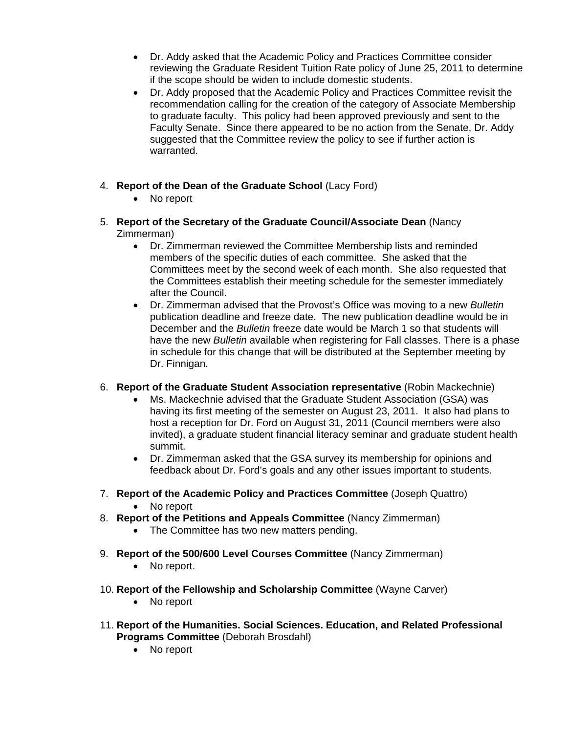- Dr. Addy asked that the Academic Policy and Practices Committee consider reviewing the Graduate Resident Tuition Rate policy of June 25, 2011 to determine if the scope should be widen to include domestic students.
- Dr. Addy proposed that the Academic Policy and Practices Committee revisit the recommendation calling for the creation of the category of Associate Membership to graduate faculty. This policy had been approved previously and sent to the Faculty Senate. Since there appeared to be no action from the Senate, Dr. Addy suggested that the Committee review the policy to see if further action is warranted.

4. **Report of the Dean of the Graduate School** (Lacy Ford)
   - No report

5. **Report of the Secretary of the Graduate Council/Associate Dean** (Nancy Zimmerman)
   - Dr. Zimmerman reviewed the Committee Membership lists and reminded members of the specific duties of each committee. She asked that the Committees meet by the second week of each month. She also requested that the Committees establish their meeting schedule for the semester immediately after the Council.
   - Dr. Zimmerman advised that the Provost's Office was moving to a new *Bulletin* publication deadline and freeze date. The new publication deadline would be in December and the *Bulletin* freeze date would be March 1 so that students will have the new *Bulletin* available when registering for Fall classes. There is a phase in schedule for this change that will be distributed at the September meeting by Dr. Finnigan.

6. **Report of the Graduate Student Association representative** (Robin Mackechnie)
   - Ms. Mackechnie advised that the Graduate Student Association (GSA) was having its first meeting of the semester on August 23, 2011. It also had plans to host a reception for Dr. Ford on August 31, 2011 (Council members were also invited), a graduate student financial literacy seminar and graduate student health summit.
   - Dr. Zimmerman asked that the GSA survey its membership for opinions and feedback about Dr. Ford's goals and any other issues important to students.

7. **Report of the Academic Policy and Practices Committee** (Joseph Quattro)
   - No report

8. **Report of the Petitions and Appeals Committee** (Nancy Zimmerman)
   - The Committee has two new matters pending.

9. **Report of the 500/600 Level Courses Committee** (Nancy Zimmerman)
   - No report.

10. **Report of the Fellowship and Scholarship Committee** (Wayne Carver)
    - No report

11. **Report of the Humanities. Social Sciences. Education, and Related Professional Programs Committee** (Deborah Brosdahl)
    - No report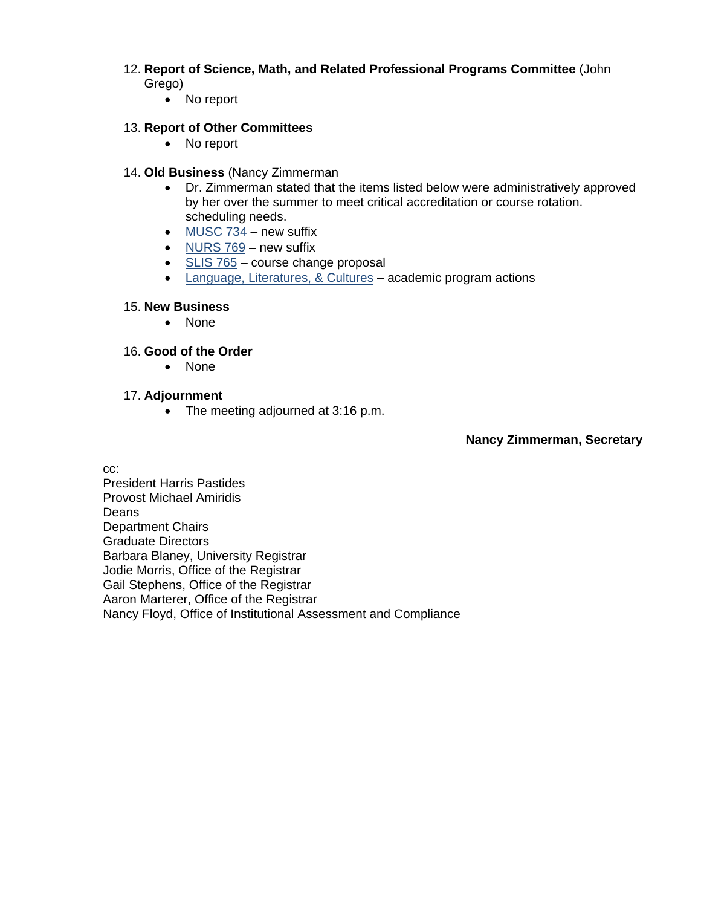12. **Report of Science, Math, and Related Professional Programs Committee** (John Grego)
    - No report

13. **Report of Other Committees**
    - No report

14. **Old Business** (Nancy Zimmerman
    - Dr. Zimmerman stated that the items listed below were administratively approved by her over the summer to meet critical accreditation or course rotation. scheduling needs.
    - MUSC 734 – new suffix
    - NURS 769 – new suffix
    - SLIS 765 – course change proposal
    - Language, Literatures, & Cultures – academic program actions

15. **New Business**
    - None

16. **Good of the Order**
    - None

17. **Adjournment**
    - The meeting adjourned at 3:16 p.m.

**Nancy Zimmerman, Secretary**

cc:
President Harris Pastides
Provost Michael Amiridis
Deans
Department Chairs
Graduate Directors
Barbara Blaney, University Registrar
Jodie Morris, Office of the Registrar
Gail Stephens, Office of the Registrar
Aaron Marterer, Office of the Registrar
Nancy Floyd, Office of Institutional Assessment and Compliance